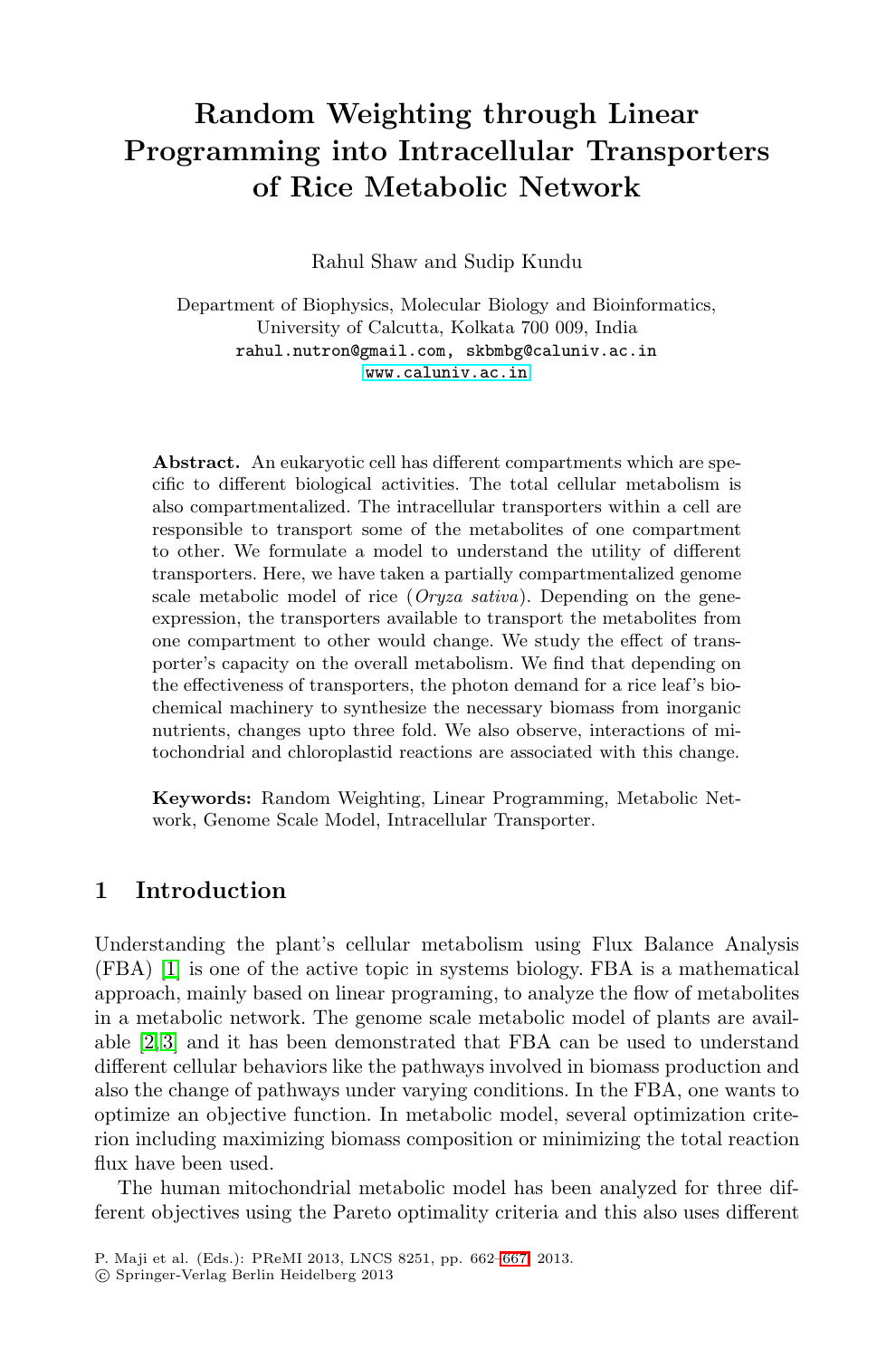# Random Weighting through Linear Programming into Intracellular Transporters of Rice Metabolic Network

Rahul Shaw and Sudip Kundu

Department of Biophysics, Molecular Biology and Bioinformatics,
University of Calcutta, Kolkata 700 009, India
rahul.nutron@gmail.com, skbmbg@caluniv.ac.in
www.caluniv.ac.in

**Abstract.** An eukaryotic cell has different compartments which are specific to different biological activities. The total cellular metabolism is also compartmentalized. The intracellular transporters within a cell are responsible to transport some of the metabolites of one compartment to other. We formulate a model to understand the utility of different transporters. Here, we have taken a partially compartmentalized genome scale metabolic model of rice (*Oryza sativa*). Depending on the gene-expression, the transporters available to transport the metabolites from one compartment to other would change. We study the effect of transporter's capacity on the overall metabolism. We find that depending on the effectiveness of transporters, the photon demand for a rice leaf's biochemical machinery to synthesize the necessary biomass from inorganic nutrients, changes upto three fold. We also observe, interactions of mitochondrial and chloroplastid reactions are associated with this change.

**Keywords:** Random Weighting, Linear Programming, Metabolic Network, Genome Scale Model, Intracellular Transporter.

## 1 Introduction

Understanding the plant's cellular metabolism using Flux Balance Analysis (FBA) [1] is one of the active topic in systems biology. FBA is a mathematical approach, mainly based on linear programing, to analyze the flow of metabolites in a metabolic network. The genome scale metabolic model of plants are available [2,3] and it has been demonstrated that FBA can be used to understand different cellular behaviors like the pathways involved in biomass production and also the change of pathways under varying conditions. In the FBA, one wants to optimize an objective function. In metabolic model, several optimization criterion including maximizing biomass composition or minimizing the total reaction flux have been used.

The human mitochondrial metabolic model has been analyzed for three different objectives using the Pareto optimality criteria and this also uses different

P. Maji et al. (Eds.): PReMI 2013, LNCS 8251, pp. 662–667, 2013.
© Springer-Verlag Berlin Heidelberg 2013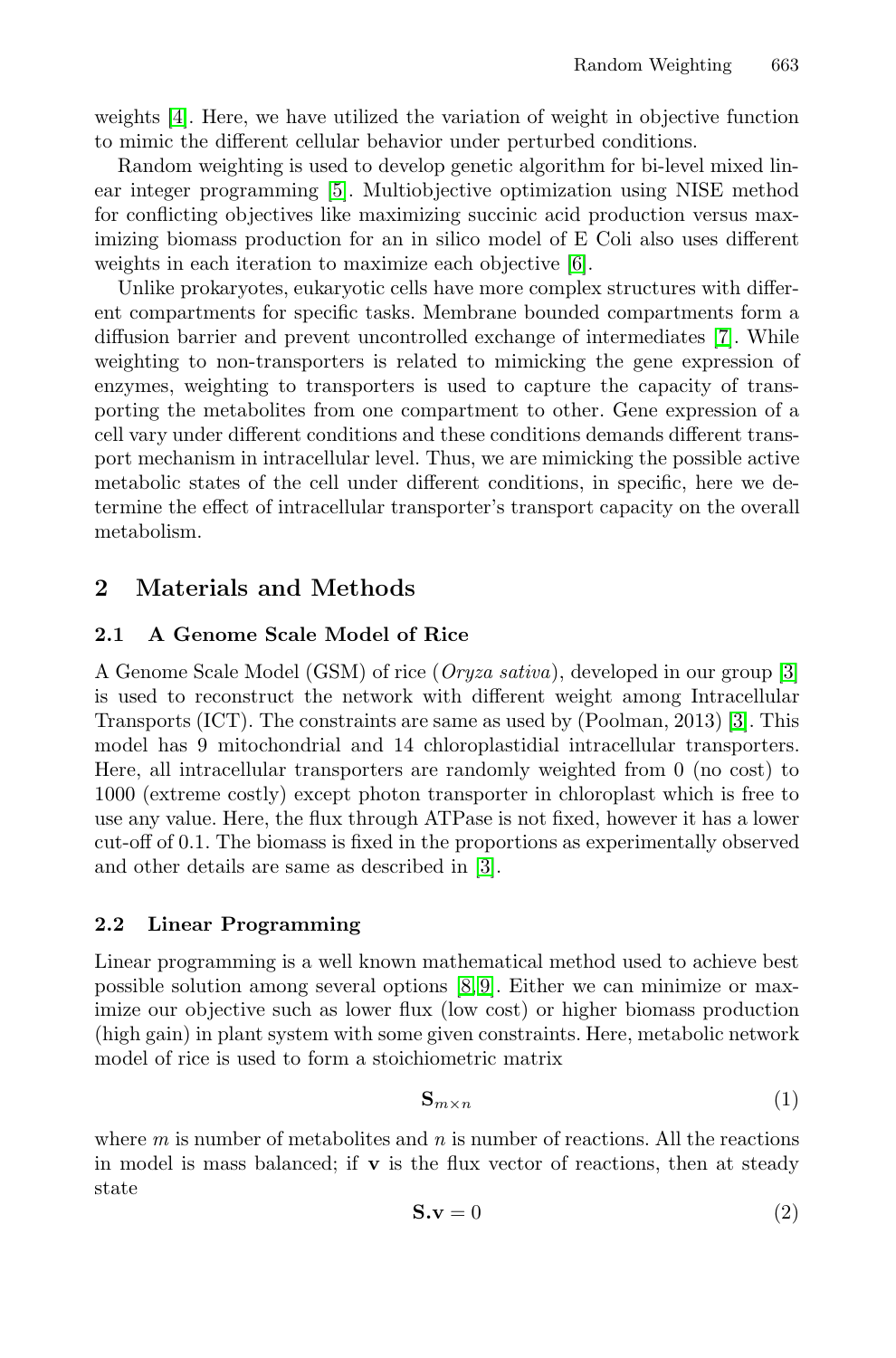weights [4]. Here, we have utilized the variation of weight in objective function to mimic the different cellular behavior under perturbed conditions.

Random weighting is used to develop genetic algorithm for bi-level mixed linear integer programming [5]. Multiobjective optimization using NISE method for conflicting objectives like maximizing succinic acid production versus maximizing biomass production for an in silico model of E Coli also uses different weights in each iteration to maximize each objective [6].

Unlike prokaryotes, eukaryotic cells have more complex structures with different compartments for specific tasks. Membrane bounded compartments form a diffusion barrier and prevent uncontrolled exchange of intermediates [7]. While weighting to non-transporters is related to mimicking the gene expression of enzymes, weighting to transporters is used to capture the capacity of transporting the metabolites from one compartment to other. Gene expression of a cell vary under different conditions and these conditions demands different transport mechanism in intracellular level. Thus, we are mimicking the possible active metabolic states of the cell under different conditions, in specific, here we determine the effect of intracellular transporter's transport capacity on the overall metabolism.

## 2 Materials and Methods

### 2.1 A Genome Scale Model of Rice

A Genome Scale Model (GSM) of rice (*Oryza sativa*), developed in our group [3] is used to reconstruct the network with different weight among Intracellular Transports (ICT). The constraints are same as used by (Poolman, 2013) [3]. This model has 9 mitochondrial and 14 chloroplastidial intracellular transporters. Here, all intracellular transporters are randomly weighted from 0 (no cost) to 1000 (extreme costly) except photon transporter in chloroplast which is free to use any value. Here, the flux through ATPase is not fixed, however it has a lower cut-off of 0.1. The biomass is fixed in the proportions as experimentally observed and other details are same as described in [3].

### 2.2 Linear Programming

Linear programming is a well known mathematical method used to achieve best possible solution among several options [8,9]. Either we can minimize or maximize our objective such as lower flux (low cost) or higher biomass production (high gain) in plant system with some given constraints. Here, metabolic network model of rice is used to form a stoichiometric matrix

$$\mathbf{S}_{m \times n} \tag{1}$$

where $m$ is number of metabolites and $n$ is number of reactions. All the reactions in model is mass balanced; if $\mathbf{v}$ is the flux vector of reactions, then at steady state

$$\mathbf{S}.\mathbf{v} = 0 \tag{2}$$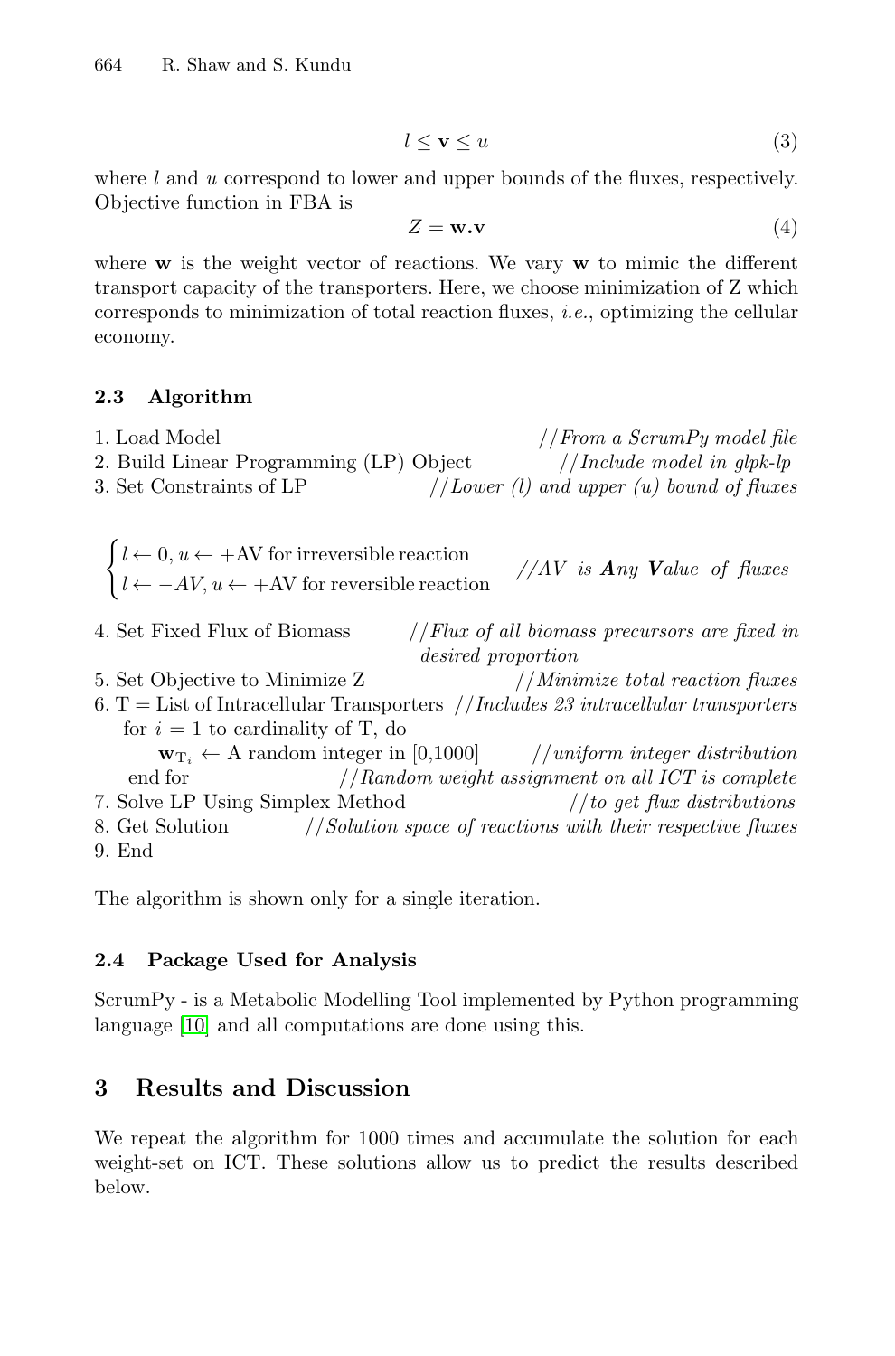$$l \leq \mathbf{v} \leq u \tag{3}$$

where $l$ and $u$ correspond to lower and upper bounds of the fluxes, respectively. Objective function in FBA is

$$Z = \mathbf{w}.\mathbf{v} \tag{4}$$

where $\mathbf{w}$ is the weight vector of reactions. We vary $\mathbf{w}$ to mimic the different transport capacity of the transporters. Here, we choose minimization of Z which corresponds to minimization of total reaction fluxes, *i.e.*, optimizing the cellular economy.

### 2.3 Algorithm

1. Load Model *//From a ScrumPy model file*
2. Build Linear Programming (LP) Object *//Include model in glpk-lp*
3. Set Constraints of LP *//Lower (l) and upper (u) bound of fluxes*

$$\begin{cases} l \leftarrow 0, u \leftarrow +\text{AV for irreversible reaction} \\ l \leftarrow -AV, u \leftarrow +\text{AV for reversible reaction} \end{cases}$$ *//AV is **A**ny **V**alue of fluxes*

4. Set Fixed Flux of Biomass *//Flux of all biomass precursors are fixed in desired proportion*
5. Set Objective to Minimize Z *//Minimize total reaction fluxes*
6. T = List of Intracellular Transporters *//Includes 23 intracellular transporters*
   for $i$ = 1 to cardinality of T, do
     $\mathbf{w}_{\mathrm{T}_i} \leftarrow$ A random integer in [0,1000] *//uniform integer distribution*
   end for *//Random weight assignment on all ICT is complete*
7. Solve LP Using Simplex Method *//to get flux distributions*
8. Get Solution *//Solution space of reactions with their respective fluxes*
9. End

The algorithm is shown only for a single iteration.

### 2.4 Package Used for Analysis

ScrumPy - is a Metabolic Modelling Tool implemented by Python programming language [10] and all computations are done using this.

## 3 Results and Discussion

We repeat the algorithm for 1000 times and accumulate the solution for each weight-set on ICT. These solutions allow us to predict the results described below.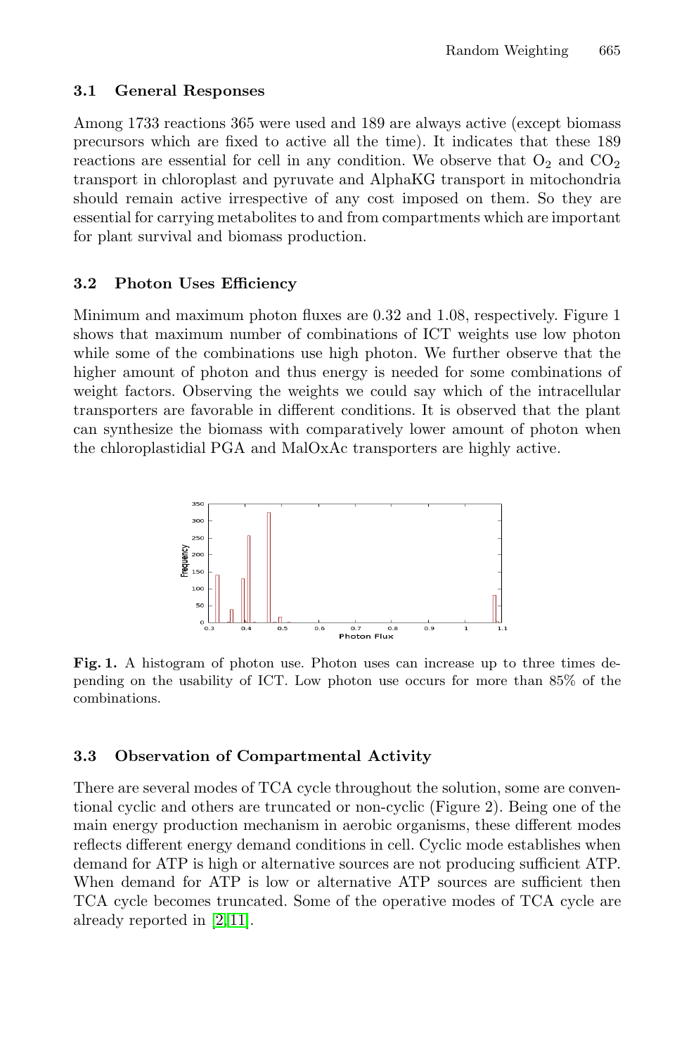### 3.1 General Responses

Among 1733 reactions 365 were used and 189 are always active (except biomass precursors which are fixed to active all the time). It indicates that these 189 reactions are essential for cell in any condition. We observe that $O_2$ and $CO_2$ transport in chloroplast and pyruvate and AlphaKG transport in mitochondria should remain active irrespective of any cost imposed on them. So they are essential for carrying metabolites to and from compartments which are important for plant survival and biomass production.

### 3.2 Photon Uses Efficiency

Minimum and maximum photon fluxes are 0.32 and 1.08, respectively. Figure 1 shows that maximum number of combinations of ICT weights use low photon while some of the combinations use high photon. We further observe that the higher amount of photon and thus energy is needed for some combinations of weight factors. Observing the weights we could say which of the intracellular transporters are favorable in different conditions. It is observed that the plant can synthesize the biomass with comparatively lower amount of photon when the chloroplastidial PGA and MalOxAc transporters are highly active.

**Fig. 1.** A histogram of photon use. Photon uses can increase up to three times depending on the usability of ICT. Low photon use occurs for more than 85% of the combinations.

### 3.3 Observation of Compartmental Activity

There are several modes of TCA cycle throughout the solution, some are conventional cyclic and others are truncated or non-cyclic (Figure 2). Being one of the main energy production mechanism in aerobic organisms, these different modes reflects different energy demand conditions in cell. Cyclic mode establishes when demand for ATP is high or alternative sources are not producing sufficient ATP. When demand for ATP is low or alternative ATP sources are sufficient then TCA cycle becomes truncated. Some of the operative modes of TCA cycle are already reported in [2,11].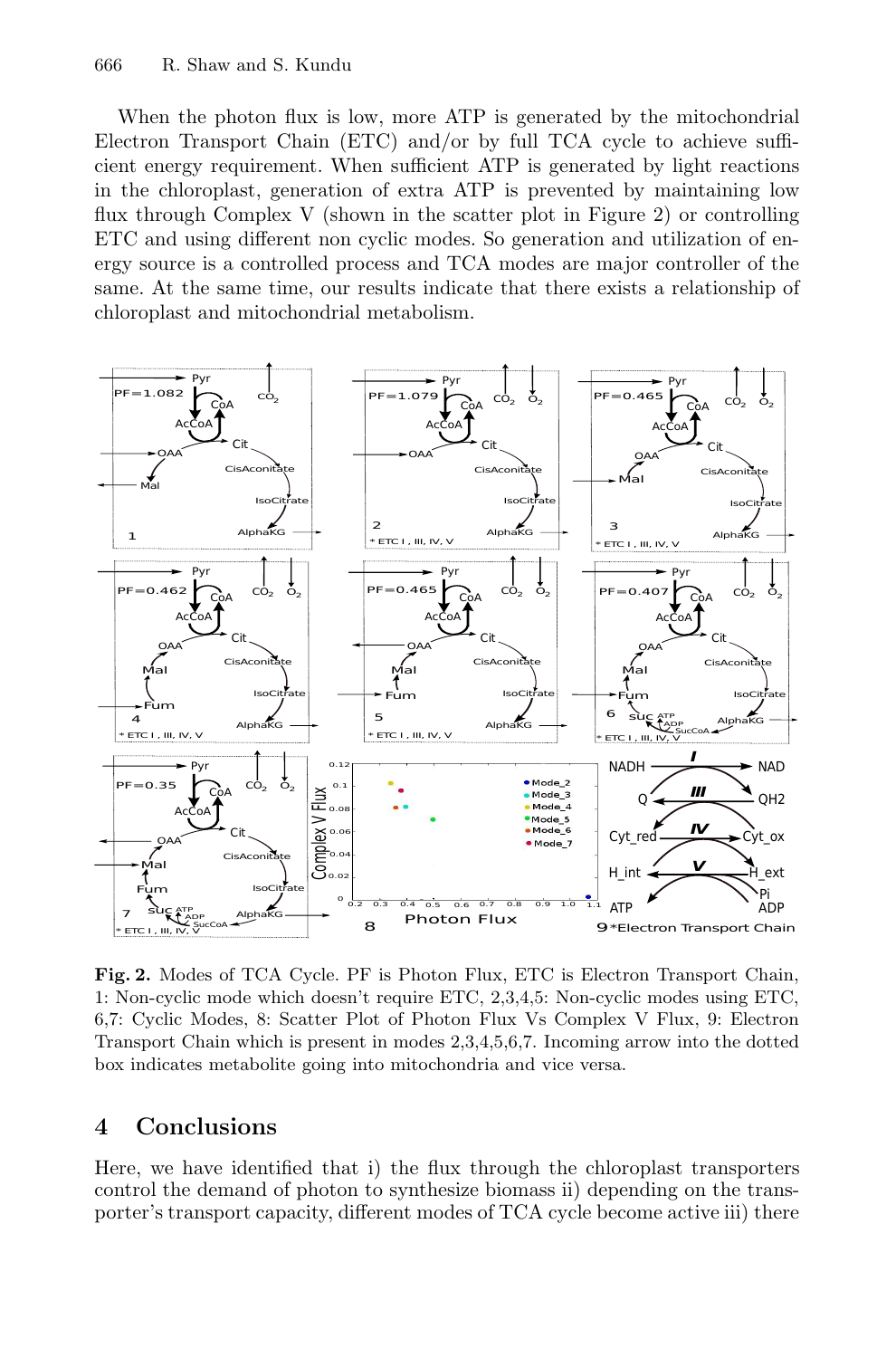When the photon flux is low, more ATP is generated by the mitochondrial Electron Transport Chain (ETC) and/or by full TCA cycle to achieve sufficient energy requirement. When sufficient ATP is generated by light reactions in the chloroplast, generation of extra ATP is prevented by maintaining low flux through Complex V (shown in the scatter plot in Figure 2) or controlling ETC and using different non cyclic modes. So generation and utilization of energy source is a controlled process and TCA modes are major controller of the same. At the same time, our results indicate that there exists a relationship of chloroplast and mitochondrial metabolism.

**Fig. 2.** Modes of TCA Cycle. PF is Photon Flux, ETC is Electron Transport Chain, 1: Non-cyclic mode which doesn't require ETC, 2,3,4,5: Non-cyclic modes using ETC, 6,7: Cyclic Modes, 8: Scatter Plot of Photon Flux Vs Complex V Flux, 9: Electron Transport Chain which is present in modes 2,3,4,5,6,7. Incoming arrow into the dotted box indicates metabolite going into mitochondria and vice versa.

## 4 Conclusions

Here, we have identified that i) the flux through the chloroplast transporters control the demand of photon to synthesize biomass ii) depending on the transporter's transport capacity, different modes of TCA cycle become active iii) there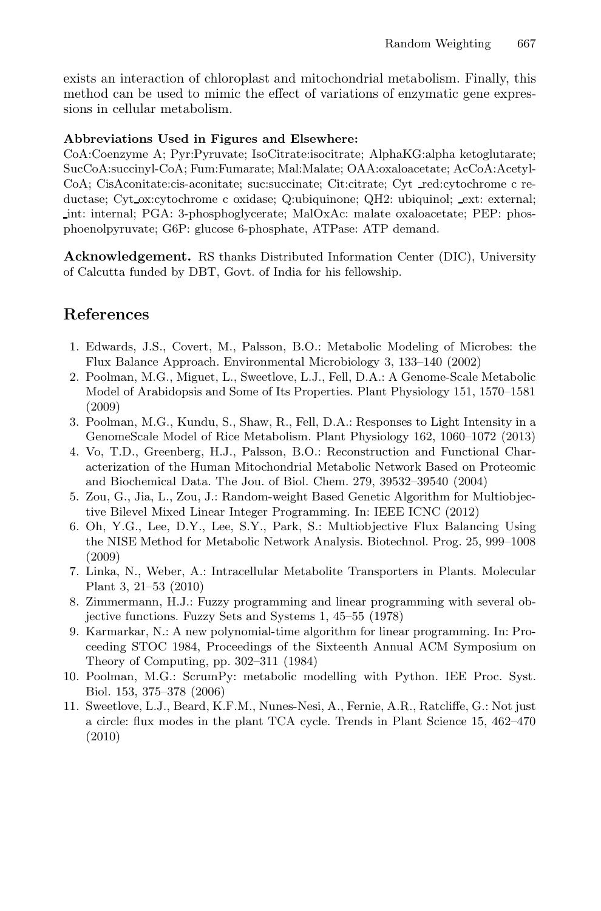exists an interaction of chloroplast and mitochondrial metabolism. Finally, this method can be used to mimic the effect of variations of enzymatic gene expressions in cellular metabolism.

**Abbreviations Used in Figures and Elsewhere:**
CoA:Coenzyme A; Pyr:Pyruvate; IsoCitrate:isocitrate; AlphaKG:alpha ketoglutarate; SucCoA:succinyl-CoA; Fum:Fumarate; Mal:Malate; OAA:oxaloacetate; AcCoA:Acetyl-CoA; CisAconitate:cis-aconitate; suc:succinate; Cit:citrate; Cyt_red:cytochrome c reductase; Cyt_ox:cytochrome c oxidase; Q:ubiquinone; QH2: ubiquinol; _ext: external; _int: internal; PGA: 3-phosphoglycerate; MalOxAc: malate oxaloacetate; PEP: phosphoenolpyruvate; G6P: glucose 6-phosphate, ATPase: ATP demand.

**Acknowledgement.** RS thanks Distributed Information Center (DIC), University of Calcutta funded by DBT, Govt. of India for his fellowship.

## References

1. Edwards, J.S., Covert, M., Palsson, B.O.: Metabolic Modeling of Microbes: the Flux Balance Approach. Environmental Microbiology 3, 133–140 (2002)
2. Poolman, M.G., Miguet, L., Sweetlove, L.J., Fell, D.A.: A Genome-Scale Metabolic Model of Arabidopsis and Some of Its Properties. Plant Physiology 151, 1570–1581 (2009)
3. Poolman, M.G., Kundu, S., Shaw, R., Fell, D.A.: Responses to Light Intensity in a GenomeScale Model of Rice Metabolism. Plant Physiology 162, 1060–1072 (2013)
4. Vo, T.D., Greenberg, H.J., Palsson, B.O.: Reconstruction and Functional Characterization of the Human Mitochondrial Metabolic Network Based on Proteomic and Biochemical Data. The Jou. of Biol. Chem. 279, 39532–39540 (2004)
5. Zou, G., Jia, L., Zou, J.: Random-weight Based Genetic Algorithm for Multiobjective Bilevel Mixed Linear Integer Programming. In: IEEE ICNC (2012)
6. Oh, Y.G., Lee, D.Y., Lee, S.Y., Park, S.: Multiobjective Flux Balancing Using the NISE Method for Metabolic Network Analysis. Biotechnol. Prog. 25, 999–1008 (2009)
7. Linka, N., Weber, A.: Intracellular Metabolite Transporters in Plants. Molecular Plant 3, 21–53 (2010)
8. Zimmermann, H.J.: Fuzzy programming and linear programming with several objective functions. Fuzzy Sets and Systems 1, 45–55 (1978)
9. Karmarkar, N.: A new polynomial-time algorithm for linear programming. In: Proceeding STOC 1984, Proceedings of the Sixteenth Annual ACM Symposium on Theory of Computing, pp. 302–311 (1984)
10. Poolman, M.G.: ScrumPy: metabolic modelling with Python. IEE Proc. Syst. Biol. 153, 375–378 (2006)
11. Sweetlove, L.J., Beard, K.F.M., Nunes-Nesi, A., Fernie, A.R., Ratcliffe, G.: Not just a circle: flux modes in the plant TCA cycle. Trends in Plant Science 15, 462–470 (2010)